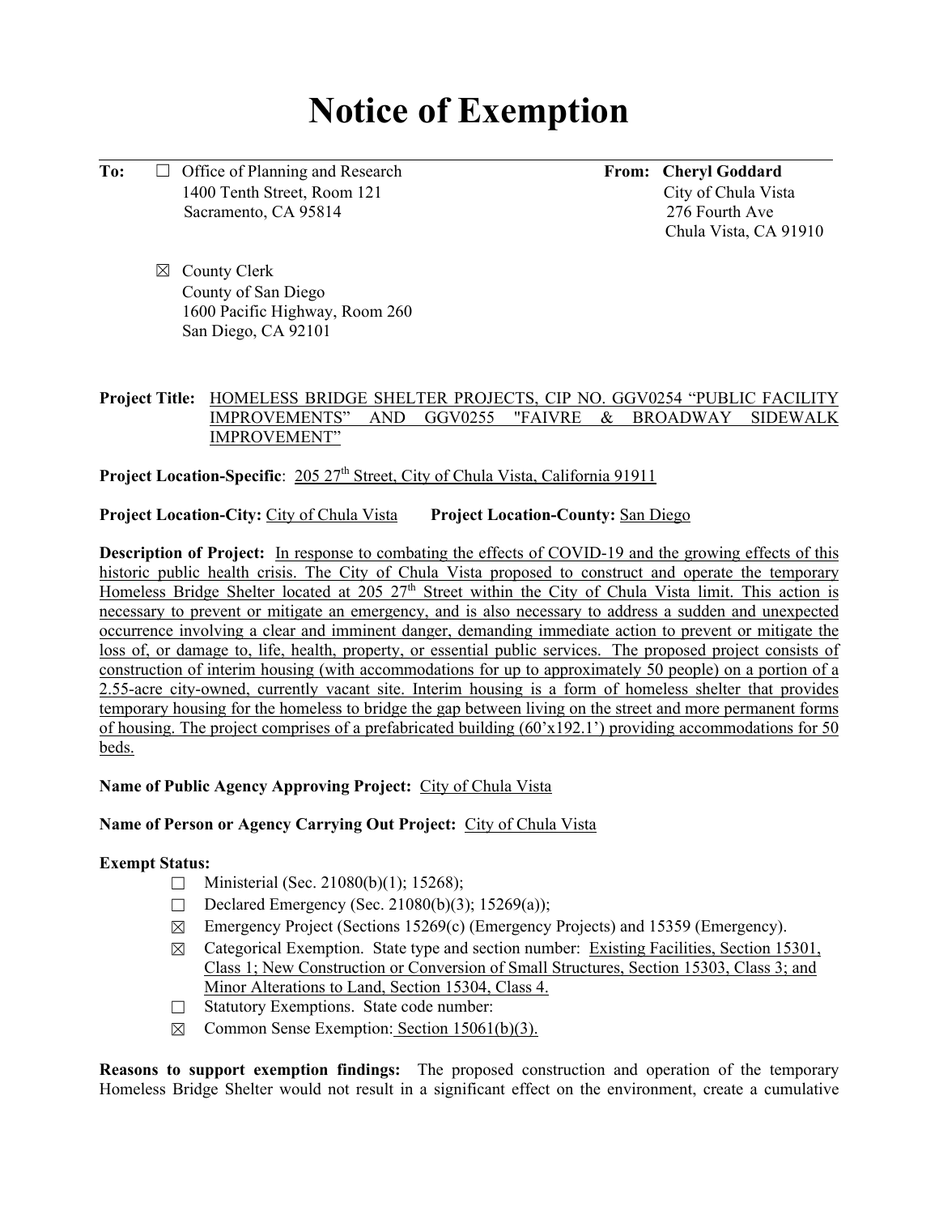# Notice of Exemption

**To:** ☐ Office of Planning and Research
1400 Tenth Street, Room 121
Sacramento, CA 95814

☒ County Clerk
County of San Diego
1600 Pacific Highway, Room 260
San Diego, CA 92101

**From:** **Cheryl Goddard**
City of Chula Vista
276 Fourth Ave
Chula Vista, CA 91910

**Project Title:** HOMELESS BRIDGE SHELTER PROJECTS, CIP NO. GGV0254 "PUBLIC FACILITY IMPROVEMENTS" AND GGV0255 "FAIVRE & BROADWAY SIDEWALK IMPROVEMENT"

**Project Location-Specific**: 205 27th Street, City of Chula Vista, California 91911

**Project Location-City:** City of Chula Vista **Project Location-County:** San Diego

**Description of Project:** In response to combating the effects of COVID-19 and the growing effects of this historic public health crisis. The City of Chula Vista proposed to construct and operate the temporary Homeless Bridge Shelter located at 205 27th Street within the City of Chula Vista limit. This action is necessary to prevent or mitigate an emergency, and is also necessary to address a sudden and unexpected occurrence involving a clear and imminent danger, demanding immediate action to prevent or mitigate the loss of, or damage to, life, health, property, or essential public services. The proposed project consists of construction of interim housing (with accommodations for up to approximately 50 people) on a portion of a 2.55-acre city-owned, currently vacant site. Interim housing is a form of homeless shelter that provides temporary housing for the homeless to bridge the gap between living on the street and more permanent forms of housing. The project comprises of a prefabricated building (60'x192.1') providing accommodations for 50 beds.

**Name of Public Agency Approving Project:** City of Chula Vista

**Name of Person or Agency Carrying Out Project:** City of Chula Vista

**Exempt Status:**

- ☐ Ministerial (Sec. 21080(b)(1); 15268);
- ☐ Declared Emergency (Sec. 21080(b)(3); 15269(a));
- ☒ Emergency Project (Sections 15269(c) (Emergency Projects) and 15359 (Emergency).
- ☒ Categorical Exemption. State type and section number: Existing Facilities, Section 15301, Class 1; New Construction or Conversion of Small Structures, Section 15303, Class 3; and Minor Alterations to Land, Section 15304, Class 4.
- ☐ Statutory Exemptions. State code number:
- ☒ Common Sense Exemption: Section 15061(b)(3).

**Reasons to support exemption findings:** The proposed construction and operation of the temporary Homeless Bridge Shelter would not result in a significant effect on the environment, create a cumulative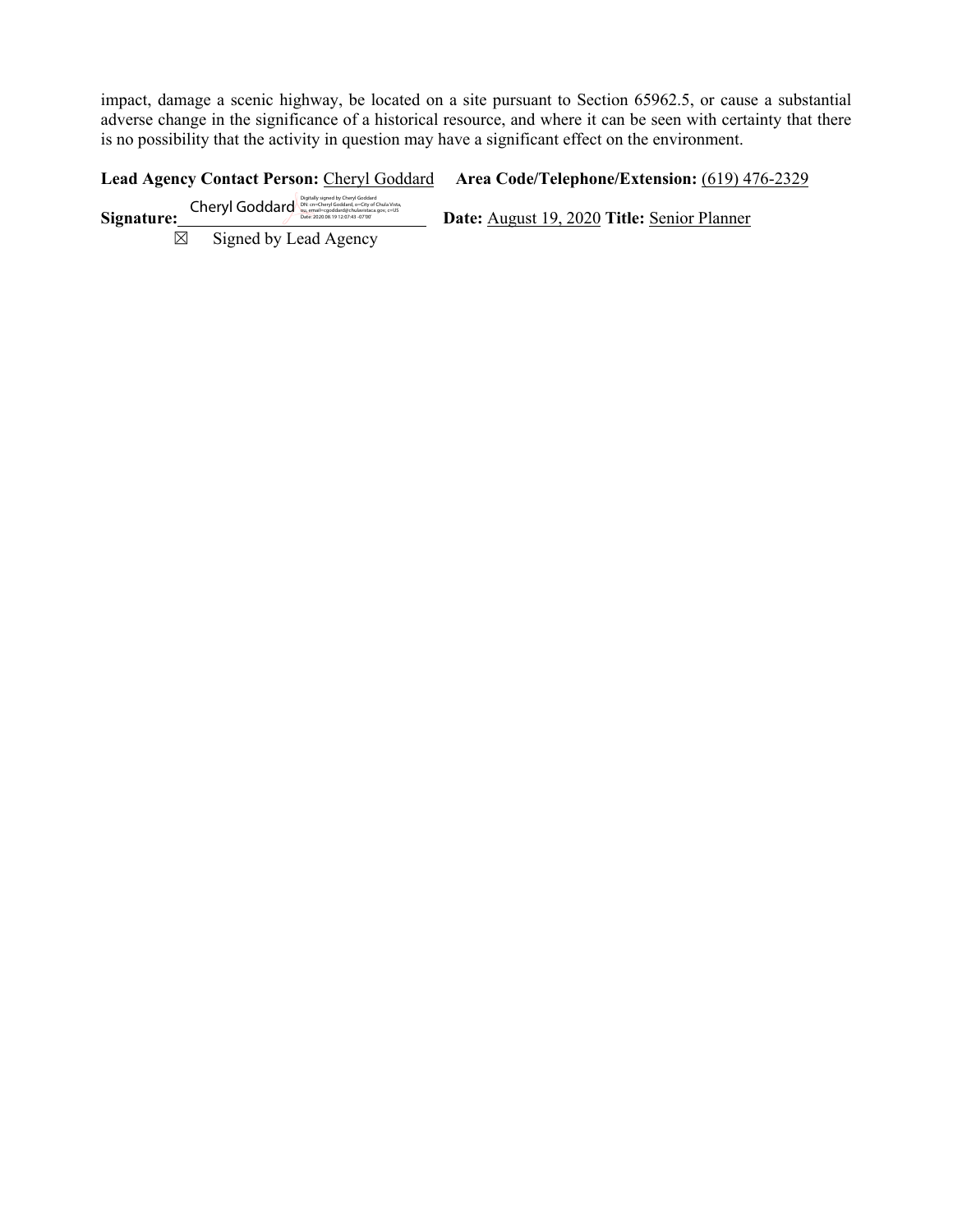impact, damage a scenic highway, be located on a site pursuant to Section 65962.5, or cause a substantial adverse change in the significance of a historical resource, and where it can be seen with certainty that there is no possibility that the activity in question may have a significant effect on the environment.

**Lead Agency Contact Person:** Cheryl Goddard **Area Code/Telephone/Extension:** (619) 476-2329

**Signature:** Cheryl Goddard Digitally signed by Cheryl Goddard DN: cn=Cheryl Goddard, o=City of Chula Vista, ou, email=cgoddard@chulavistaca.gov, c=US Date: 2020.08.19 12:07:43 -07'00' **Date:** August 19, 2020 **Title:** Senior Planner

☒ Signed by Lead Agency